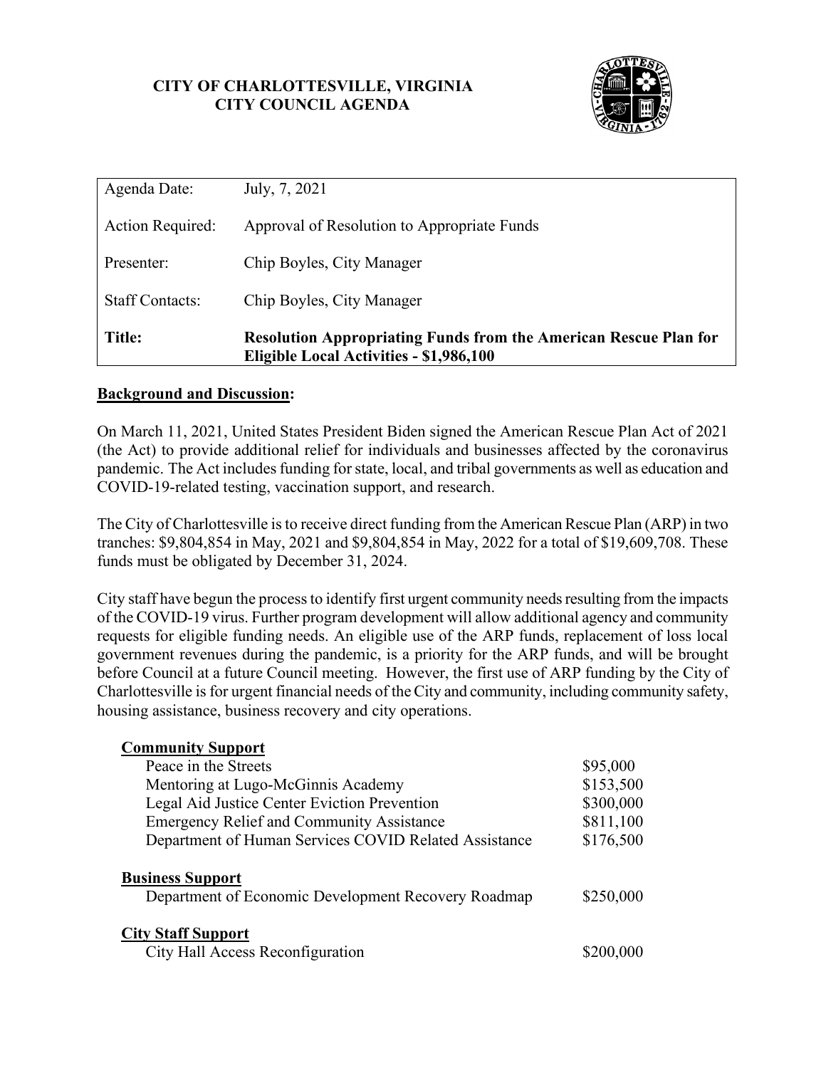**CITY OF CHARLOTTESVILLE, VIRGINIA**
**CITY COUNCIL AGENDA**

| | |
|---|---|
| Agenda Date: | July, 7, 2021 |
| Action Required: | Approval of Resolution to Appropriate Funds |
| Presenter: | Chip Boyles, City Manager |
| Staff Contacts: | Chip Boyles, City Manager |
| **Title:** | **Resolution Appropriating Funds from the American Rescue Plan for Eligible Local Activities - $1,986,100** |

**Background and Discussion:**

On March 11, 2021, United States President Biden signed the American Rescue Plan Act of 2021 (the Act) to provide additional relief for individuals and businesses affected by the coronavirus pandemic. The Act includes funding for state, local, and tribal governments as well as education and COVID-19-related testing, vaccination support, and research.

The City of Charlottesville is to receive direct funding from the American Rescue Plan (ARP) in two tranches: $9,804,854 in May, 2021 and $9,804,854 in May, 2022 for a total of $19,609,708. These funds must be obligated by December 31, 2024.

City staff have begun the process to identify first urgent community needs resulting from the impacts of the COVID-19 virus. Further program development will allow additional agency and community requests for eligible funding needs. An eligible use of the ARP funds, replacement of loss local government revenues during the pandemic, is a priority for the ARP funds, and will be brought before Council at a future Council meeting. However, the first use of ARP funding by the City of Charlottesville is for urgent financial needs of the City and community, including community safety, housing assistance, business recovery and city operations.

| | |
|---|---|
| **Community Support** | |
| Peace in the Streets | $95,000 |
| Mentoring at Lugo-McGinnis Academy | $153,500 |
| Legal Aid Justice Center Eviction Prevention | $300,000 |
| Emergency Relief and Community Assistance | $811,100 |
| Department of Human Services COVID Related Assistance | $176,500 |
| **Business Support** | |
| Department of Economic Development Recovery Roadmap | $250,000 |
| **City Staff Support** | |
| City Hall Access Reconfiguration | $200,000 |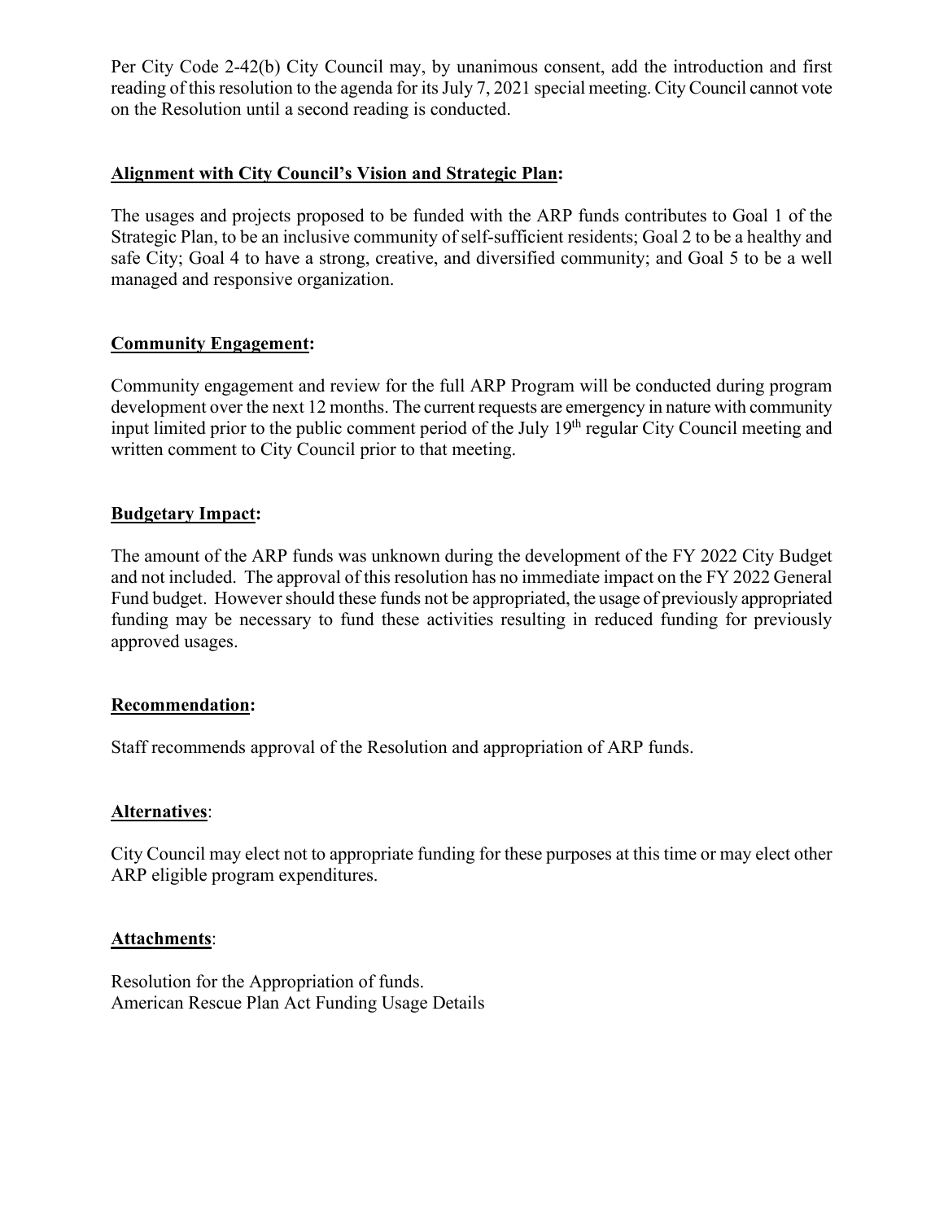Per City Code 2-42(b) City Council may, by unanimous consent, add the introduction and first reading of this resolution to the agenda for its July 7, 2021 special meeting. City Council cannot vote on the Resolution until a second reading is conducted.

**Alignment with City Council's Vision and Strategic Plan:**

The usages and projects proposed to be funded with the ARP funds contributes to Goal 1 of the Strategic Plan, to be an inclusive community of self-sufficient residents; Goal 2 to be a healthy and safe City; Goal 4 to have a strong, creative, and diversified community; and Goal 5 to be a well managed and responsive organization.

**Community Engagement:**

Community engagement and review for the full ARP Program will be conducted during program development over the next 12 months. The current requests are emergency in nature with community input limited prior to the public comment period of the July 19th regular City Council meeting and written comment to City Council prior to that meeting.

**Budgetary Impact:**

The amount of the ARP funds was unknown during the development of the FY 2022 City Budget and not included. The approval of this resolution has no immediate impact on the FY 2022 General Fund budget. However should these funds not be appropriated, the usage of previously appropriated funding may be necessary to fund these activities resulting in reduced funding for previously approved usages.

**Recommendation:**

Staff recommends approval of the Resolution and appropriation of ARP funds.

**Alternatives**:

City Council may elect not to appropriate funding for these purposes at this time or may elect other ARP eligible program expenditures.

**Attachments**:

Resolution for the Appropriation of funds.
American Rescue Plan Act Funding Usage Details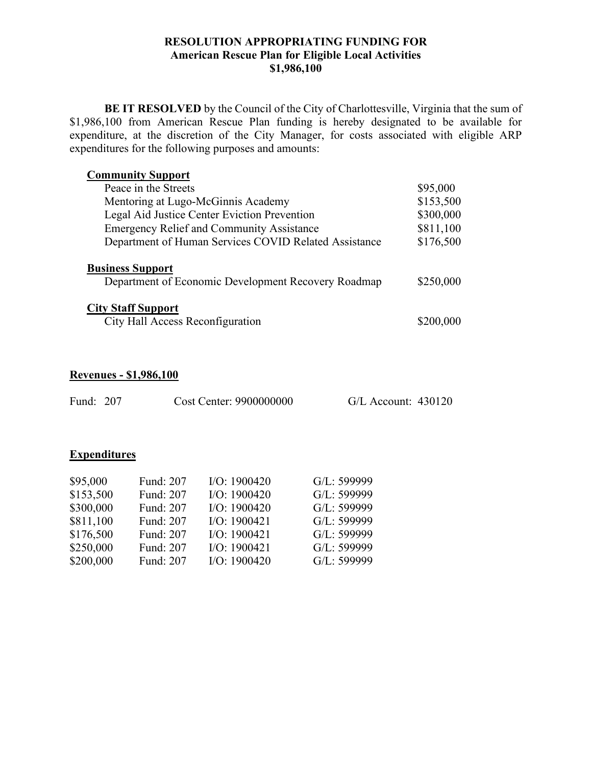**RESOLUTION APPROPRIATING FUNDING FOR**
**American Rescue Plan for Eligible Local Activities**
**$1,986,100**

**BE IT RESOLVED** by the Council of the City of Charlottesville, Virginia that the sum of $1,986,100 from American Rescue Plan funding is hereby designated to be available for expenditure, at the discretion of the City Manager, for costs associated with eligible ARP expenditures for the following purposes and amounts:

| | |
|---|---|
| **Community Support** | |
| Peace in the Streets | $95,000 |
| Mentoring at Lugo-McGinnis Academy | $153,500 |
| Legal Aid Justice Center Eviction Prevention | $300,000 |
| Emergency Relief and Community Assistance | $811,100 |
| Department of Human Services COVID Related Assistance | $176,500 |
| **Business Support** | |
| Department of Economic Development Recovery Roadmap | $250,000 |
| **City Staff Support** | |
| City Hall Access Reconfiguration | $200,000 |

**Revenues - $1,986,100**

Fund: 207 Cost Center: 9900000000 G/L Account: 430120

**Expenditures**

| | | | |
|---|---|---|---|
| $95,000 | Fund: 207 | I/O: 1900420 | G/L: 599999 |
| $153,500 | Fund: 207 | I/O: 1900420 | G/L: 599999 |
| $300,000 | Fund: 207 | I/O: 1900420 | G/L: 599999 |
| $811,100 | Fund: 207 | I/O: 1900421 | G/L: 599999 |
| $176,500 | Fund: 207 | I/O: 1900421 | G/L: 599999 |
| $250,000 | Fund: 207 | I/O: 1900421 | G/L: 599999 |
| $200,000 | Fund: 207 | I/O: 1900420 | G/L: 599999 |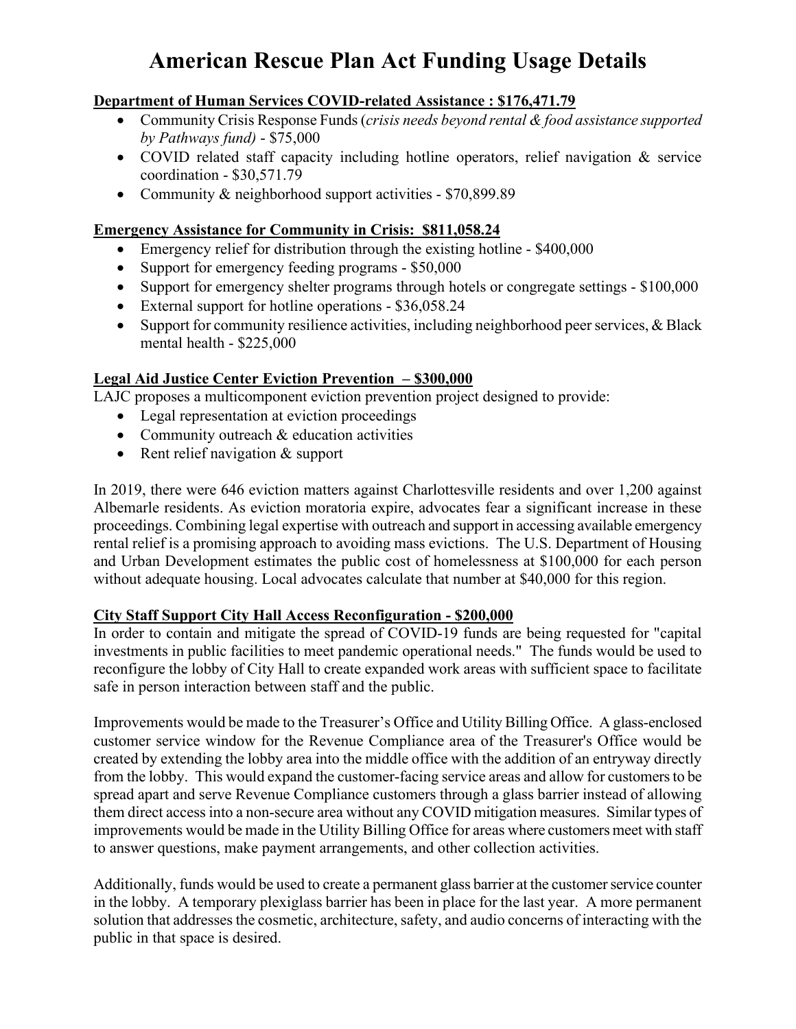# American Rescue Plan Act Funding Usage Details

**Department of Human Services COVID-related Assistance : $176,471.79**

- Community Crisis Response Funds (*crisis needs beyond rental & food assistance supported by Pathways fund)* - $75,000
- COVID related staff capacity including hotline operators, relief navigation & service coordination - $30,571.79
- Community & neighborhood support activities - $70,899.89

**Emergency Assistance for Community in Crisis: $811,058.24**

- Emergency relief for distribution through the existing hotline - $400,000
- Support for emergency feeding programs - $50,000
- Support for emergency shelter programs through hotels or congregate settings - $100,000
- External support for hotline operations - $36,058.24
- Support for community resilience activities, including neighborhood peer services, & Black mental health - $225,000

**Legal Aid Justice Center Eviction Prevention – $300,000**

LAJC proposes a multicomponent eviction prevention project designed to provide:

- Legal representation at eviction proceedings
- Community outreach & education activities
- Rent relief navigation & support

In 2019, there were 646 eviction matters against Charlottesville residents and over 1,200 against Albemarle residents. As eviction moratoria expire, advocates fear a significant increase in these proceedings. Combining legal expertise with outreach and support in accessing available emergency rental relief is a promising approach to avoiding mass evictions. The U.S. Department of Housing and Urban Development estimates the public cost of homelessness at $100,000 for each person without adequate housing. Local advocates calculate that number at $40,000 for this region.

**City Staff Support City Hall Access Reconfiguration - $200,000**

In order to contain and mitigate the spread of COVID-19 funds are being requested for "capital investments in public facilities to meet pandemic operational needs." The funds would be used to reconfigure the lobby of City Hall to create expanded work areas with sufficient space to facilitate safe in person interaction between staff and the public.

Improvements would be made to the Treasurer's Office and Utility Billing Office. A glass-enclosed customer service window for the Revenue Compliance area of the Treasurer's Office would be created by extending the lobby area into the middle office with the addition of an entryway directly from the lobby. This would expand the customer-facing service areas and allow for customers to be spread apart and serve Revenue Compliance customers through a glass barrier instead of allowing them direct access into a non-secure area without any COVID mitigation measures. Similar types of improvements would be made in the Utility Billing Office for areas where customers meet with staff to answer questions, make payment arrangements, and other collection activities.

Additionally, funds would be used to create a permanent glass barrier at the customer service counter in the lobby. A temporary plexiglass barrier has been in place for the last year. A more permanent solution that addresses the cosmetic, architecture, safety, and audio concerns of interacting with the public in that space is desired.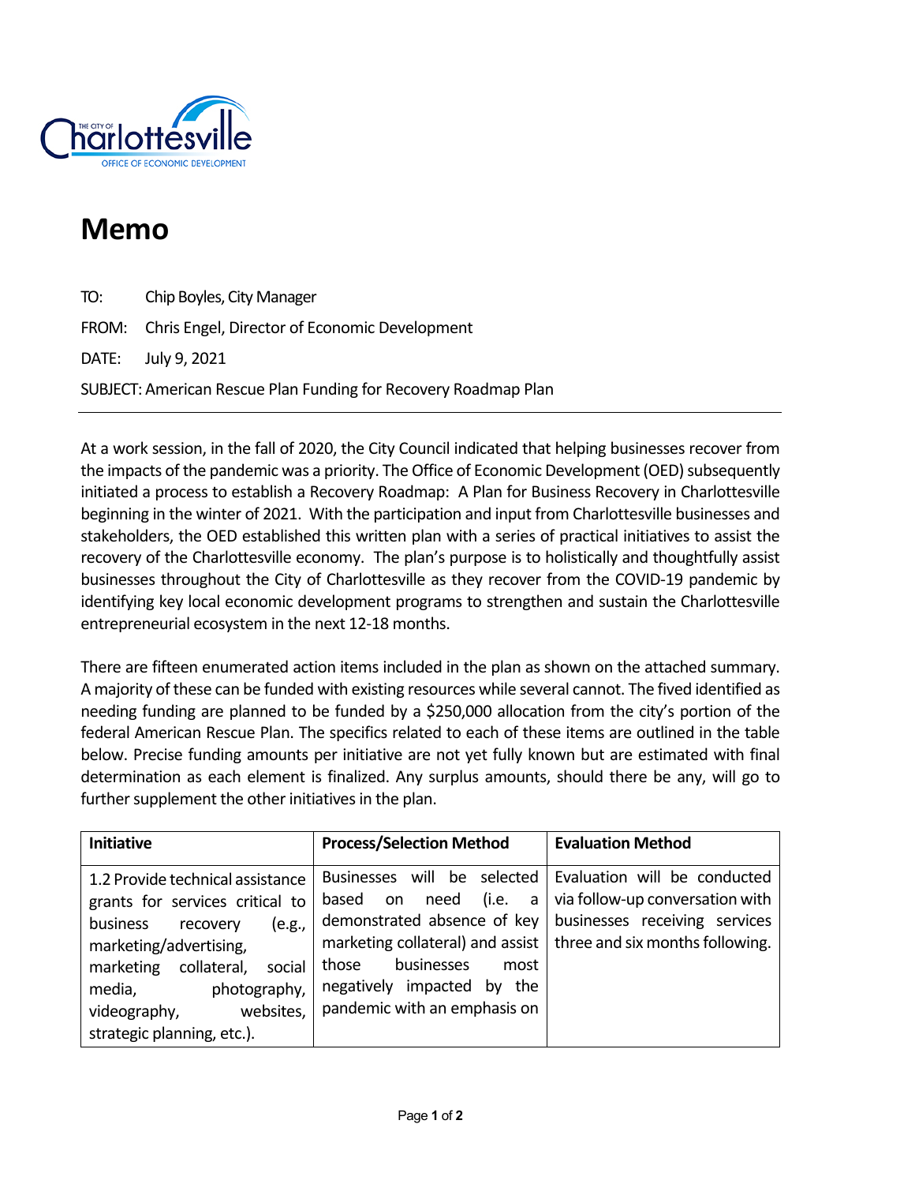THE CITY OF Charlottesville
OFFICE OF ECONOMIC DEVELOPMENT

# Memo

TO: Chip Boyles, City Manager

FROM: Chris Engel, Director of Economic Development

DATE: July 9, 2021

SUBJECT: American Rescue Plan Funding for Recovery Roadmap Plan

---

At a work session, in the fall of 2020, the City Council indicated that helping businesses recover from the impacts of the pandemic was a priority. The Office of Economic Development (OED) subsequently initiated a process to establish a Recovery Roadmap: A Plan for Business Recovery in Charlottesville beginning in the winter of 2021. With the participation and input from Charlottesville businesses and stakeholders, the OED established this written plan with a series of practical initiatives to assist the recovery of the Charlottesville economy. The plan's purpose is to holistically and thoughtfully assist businesses throughout the City of Charlottesville as they recover from the COVID-19 pandemic by identifying key local economic development programs to strengthen and sustain the Charlottesville entrepreneurial ecosystem in the next 12-18 months.

There are fifteen enumerated action items included in the plan as shown on the attached summary. A majority of these can be funded with existing resources while several cannot. The fived identified as needing funding are planned to be funded by a $250,000 allocation from the city's portion of the federal American Rescue Plan. The specifics related to each of these items are outlined in the table below. Precise funding amounts per initiative are not yet fully known but are estimated with final determination as each element is finalized. Any surplus amounts, should there be any, will go to further supplement the other initiatives in the plan.

| Initiative | Process/Selection Method | Evaluation Method |
| --- | --- | --- |
| 1.2 Provide technical assistance grants for services critical to business recovery (e.g., marketing/advertising, marketing collateral, social media, photography, videography, websites, strategic planning, etc.). | Businesses will be selected based on need (i.e. a demonstrated absence of key marketing collateral) and assist those businesses most negatively impacted by the pandemic with an emphasis on | Evaluation will be conducted via follow-up conversation with businesses receiving services three and six months following. |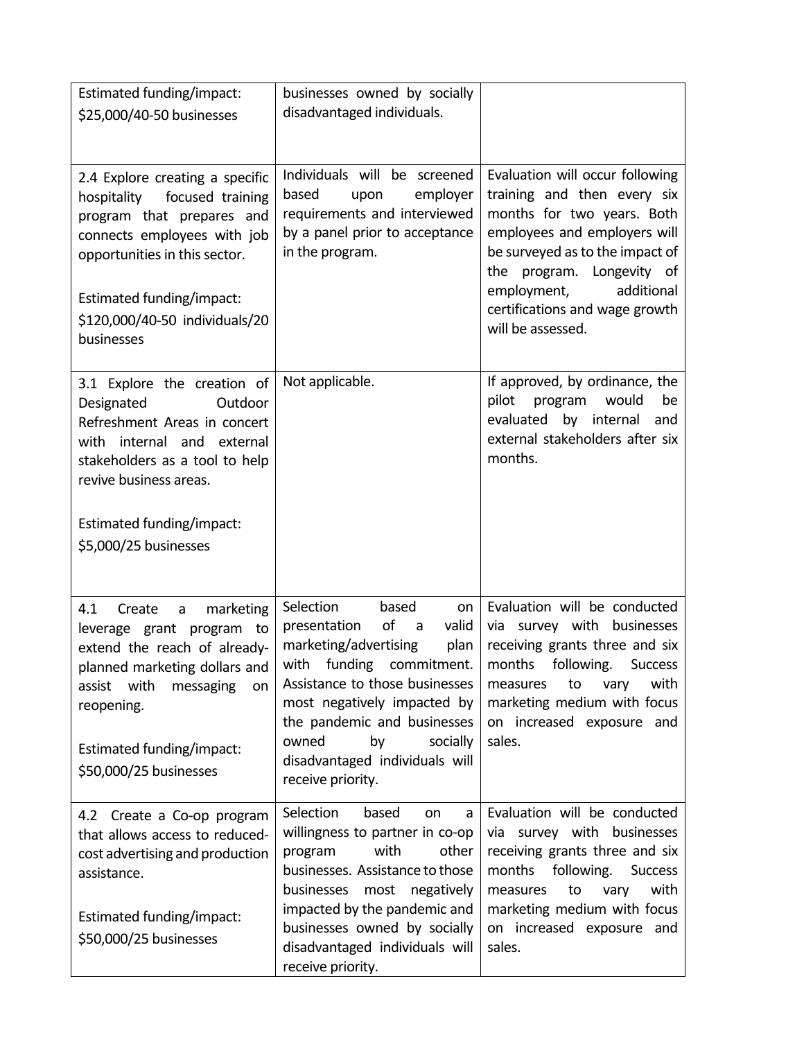| | | |
|---|---|---|
| Estimated funding/impact: $25,000/40-50 businesses | businesses owned by socially disadvantaged individuals. | |
| 2.4 Explore creating a specific hospitality focused training program that prepares and connects employees with job opportunities in this sector.<br><br>Estimated funding/impact: $120,000/40-50 individuals/20 businesses | Individuals will be screened based upon employer requirements and interviewed by a panel prior to acceptance in the program. | Evaluation will occur following training and then every six months for two years. Both employees and employers will be surveyed as to the impact of the program. Longevity of employment, additional certifications and wage growth will be assessed. |
| 3.1 Explore the creation of Designated Outdoor Refreshment Areas in concert with internal and external stakeholders as a tool to help revive business areas.<br><br>Estimated funding/impact: $5,000/25 businesses | Not applicable. | If approved, by ordinance, the pilot program would be evaluated by internal and external stakeholders after six months. |
| 4.1 Create a marketing leverage grant program to extend the reach of already-planned marketing dollars and assist with messaging on reopening.<br><br>Estimated funding/impact: $50,000/25 businesses | Selection based on presentation of a valid marketing/advertising plan with funding commitment. Assistance to those businesses most negatively impacted by the pandemic and businesses owned by socially disadvantaged individuals will receive priority. | Evaluation will be conducted via survey with businesses receiving grants three and six months following. Success measures to vary with marketing medium with focus on increased exposure and sales. |
| 4.2 Create a Co-op program that allows access to reduced-cost advertising and production assistance.<br><br>Estimated funding/impact: $50,000/25 businesses | Selection based on a willingness to partner in co-op program with other businesses. Assistance to those businesses most negatively impacted by the pandemic and businesses owned by socially disadvantaged individuals will receive priority. | Evaluation will be conducted via survey with businesses receiving grants three and six months following. Success measures to vary with marketing medium with focus on increased exposure and sales. |